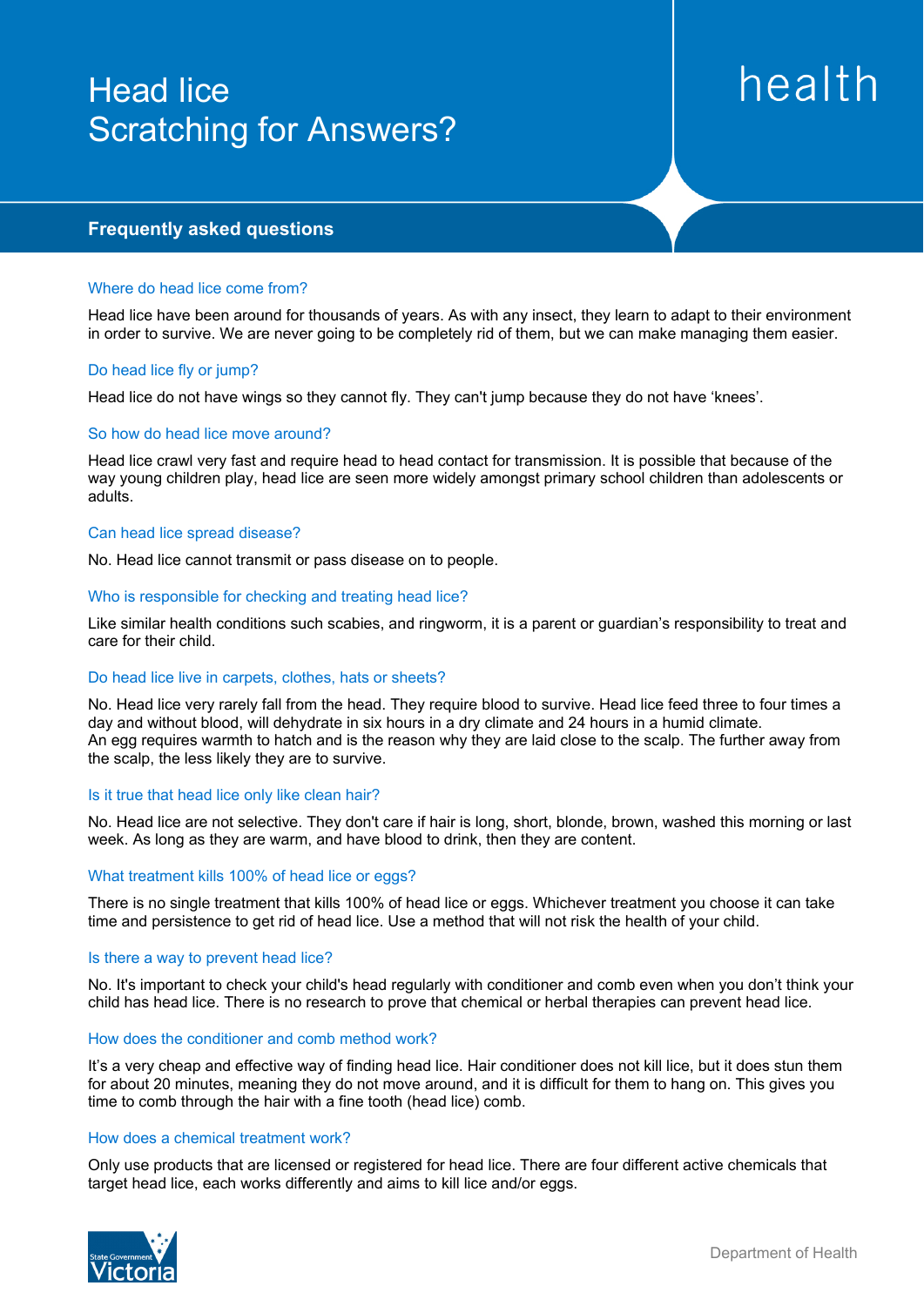# Head lice
# Scratching for Answers?

health

## Frequently asked questions

### Where do head lice come from?

Head lice have been around for thousands of years. As with any insect, they learn to adapt to their environment in order to survive. We are never going to be completely rid of them, but we can make managing them easier.

### Do head lice fly or jump?

Head lice do not have wings so they cannot fly. They can't jump because they do not have 'knees'.

### So how do head lice move around?

Head lice crawl very fast and require head to head contact for transmission. It is possible that because of the way young children play, head lice are seen more widely amongst primary school children than adolescents or adults.

### Can head lice spread disease?

No. Head lice cannot transmit or pass disease on to people.

### Who is responsible for checking and treating head lice?

Like similar health conditions such scabies, and ringworm, it is a parent or guardian's responsibility to treat and care for their child.

### Do head lice live in carpets, clothes, hats or sheets?

No. Head lice very rarely fall from the head. They require blood to survive. Head lice feed three to four times a day and without blood, will dehydrate in six hours in a dry climate and 24 hours in a humid climate.
An egg requires warmth to hatch and is the reason why they are laid close to the scalp. The further away from the scalp, the less likely they are to survive.

### Is it true that head lice only like clean hair?

No. Head lice are not selective. They don't care if hair is long, short, blonde, brown, washed this morning or last week. As long as they are warm, and have blood to drink, then they are content.

### What treatment kills 100% of head lice or eggs?

There is no single treatment that kills 100% of head lice or eggs. Whichever treatment you choose it can take time and persistence to get rid of head lice. Use a method that will not risk the health of your child.

### Is there a way to prevent head lice?

No. It's important to check your child's head regularly with conditioner and comb even when you don't think your child has head lice. There is no research to prove that chemical or herbal therapies can prevent head lice.

### How does the conditioner and comb method work?

It's a very cheap and effective way of finding head lice. Hair conditioner does not kill lice, but it does stun them for about 20 minutes, meaning they do not move around, and it is difficult for them to hang on. This gives you time to comb through the hair with a fine tooth (head lice) comb.

### How does a chemical treatment work?

Only use products that are licensed or registered for head lice. There are four different active chemicals that target head lice, each works differently and aims to kill lice and/or eggs.

State Government Victoria

Department of Health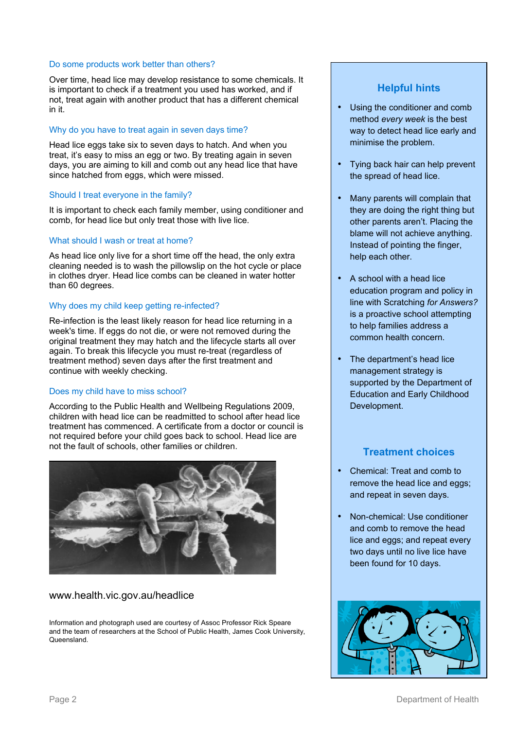### Do some products work better than others?

Over time, head lice may develop resistance to some chemicals. It is important to check if a treatment you used has worked, and if not, treat again with another product that has a different chemical in it.

### Why do you have to treat again in seven days time?

Head lice eggs take six to seven days to hatch. And when you treat, it's easy to miss an egg or two. By treating again in seven days, you are aiming to kill and comb out any head lice that have since hatched from eggs, which were missed.

### Should I treat everyone in the family?

It is important to check each family member, using conditioner and comb, for head lice but only treat those with live lice.

### What should I wash or treat at home?

As head lice only live for a short time off the head, the only extra cleaning needed is to wash the pillowslip on the hot cycle or place in clothes dryer. Head lice combs can be cleaned in water hotter than 60 degrees.

### Why does my child keep getting re-infected?

Re-infection is the least likely reason for head lice returning in a week's time. If eggs do not die, or were not removed during the original treatment they may hatch and the lifecycle starts all over again. To break this lifecycle you must re-treat (regardless of treatment method) seven days after the first treatment and continue with weekly checking.

### Does my child have to miss school?

According to the Public Health and Wellbeing Regulations 2009, children with head lice can be readmitted to school after head lice treatment has commenced. A certificate from a doctor or council is not required before your child goes back to school. Head lice are not the fault of schools, other families or children.

www.health.vic.gov.au/headlice

Information and photograph used are courtesy of Assoc Professor Rick Speare and the team of researchers at the School of Public Health, James Cook University, Queensland.

## Helpful hints

- Using the conditioner and comb method *every week* is the best way to detect head lice early and minimise the problem.
- Tying back hair can help prevent the spread of head lice.
- Many parents will complain that they are doing the right thing but other parents aren't. Placing the blame will not achieve anything. Instead of pointing the finger, help each other.
- A school with a head lice education program and policy in line with Scratching *for Answers?* is a proactive school attempting to help families address a common health concern.
- The department's head lice management strategy is supported by the Department of Education and Early Childhood Development.

## Treatment choices

- Chemical: Treat and comb to remove the head lice and eggs; and repeat in seven days.
- Non-chemical: Use conditioner and comb to remove the head lice and eggs; and repeat every two days until no live lice have been found for 10 days.